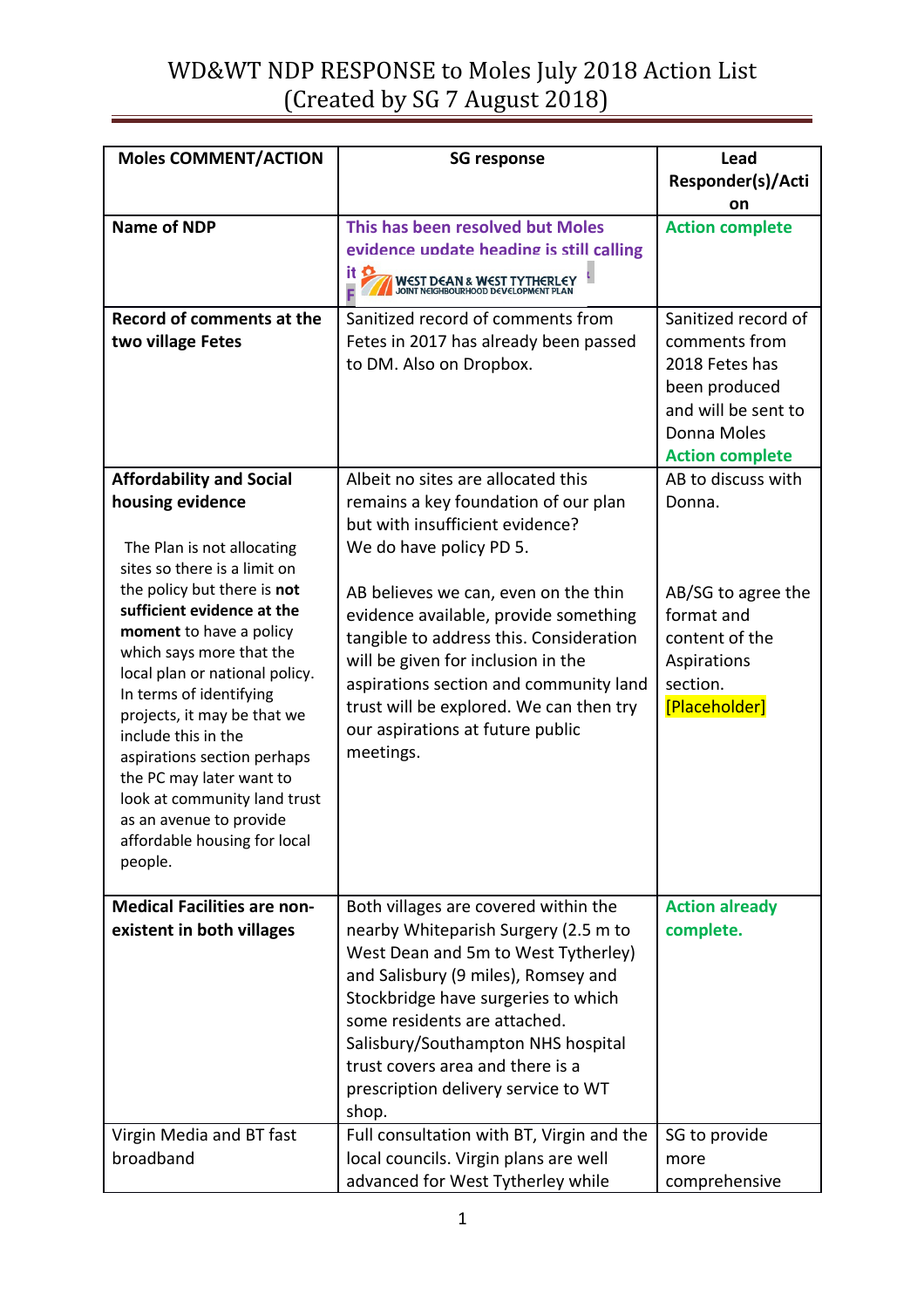# WD&WT NDP RESPONSE to Moles July 2018 Action List
(Created by SG 7 August 2018)

| Moles COMMENT/ACTION | SG response | Lead Responder(s)/Action |
|---|---|---|
| **Name of NDP** | This has been resolved but Moles evidence update heading is still calling it F WEST DEAN & WEST TYTHERLEY JOINT NEIGHBOURHOOD DEVELOPMENT PLAN | Action complete |
| **Record of comments at the two village Fetes** | Sanitized record of comments from Fetes in 2017 has already been passed to DM. Also on Dropbox. | Sanitized record of comments from 2018 Fetes has been produced and will be sent to Donna Moles **Action complete** |
| **Affordability and Social housing evidence**<br><br>The Plan is not allocating sites so there is a limit on the policy but there is **not sufficient evidence at the moment** to have a policy which says more that the local plan or national policy. In terms of identifying projects, it may be that we include this in the aspirations section perhaps the PC may later want to look at community land trust as an avenue to provide affordable housing for local people. | Albeit no sites are allocated this remains a key foundation of our plan but with insufficient evidence?<br>We do have policy PD 5.<br><br>AB believes we can, even on the thin evidence available, provide something tangible to address this. Consideration will be given for inclusion in the aspirations section and community land trust will be explored. We can then try our aspirations at future public meetings. | AB to discuss with Donna.<br><br>AB/SG to agree the format and content of the Aspirations section.<br>[Placeholder] |
| **Medical Facilities are non-existent in both villages** | Both villages are covered within the nearby Whiteparish Surgery (2.5 m to West Dean and 5m to West Tytherley) and Salisbury (9 miles), Romsey and Stockbridge have surgeries to which some residents are attached. Salisbury/Southampton NHS hospital trust covers area and there is a prescription delivery service to WT shop. | **Action already complete.** |
| Virgin Media and BT fast broadband | Full consultation with BT, Virgin and the local councils. Virgin plans are well advanced for West Tytherley while | SG to provide more comprehensive |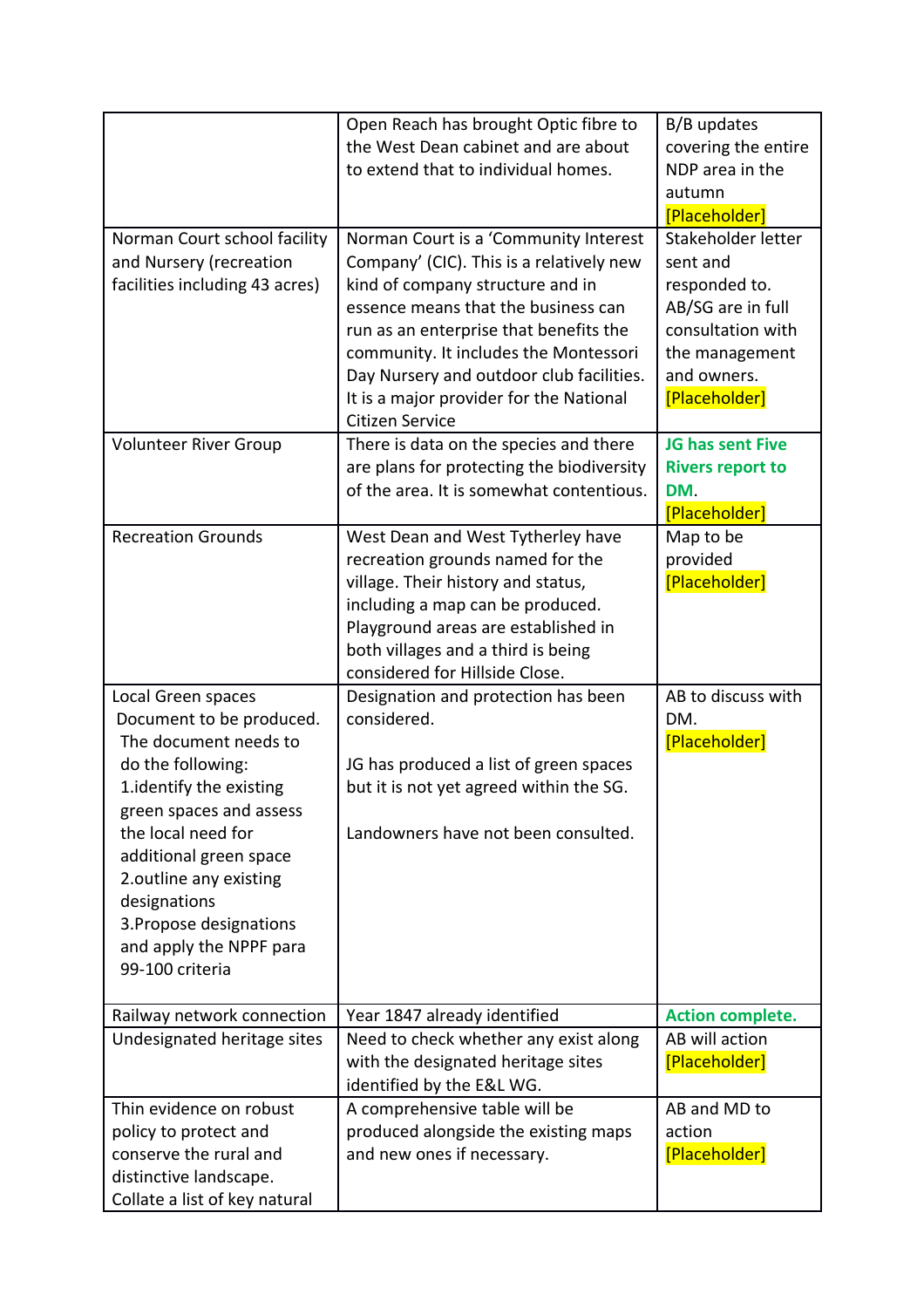| | | |
|---|---|---|
| | Open Reach has brought Optic fibre to the West Dean cabinet and are about to extend that to individual homes. | B/B updates covering the entire NDP area in the autumn [Placeholder] |
| Norman Court school facility and Nursery (recreation facilities including 43 acres) | Norman Court is a 'Community Interest Company' (CIC). This is a relatively new kind of company structure and in essence means that the business can run as an enterprise that benefits the community. It includes the Montessori Day Nursery and outdoor club facilities. It is a major provider for the National Citizen Service | Stakeholder letter sent and responded to. AB/SG are in full consultation with the management and owners. [Placeholder] |
| Volunteer River Group | There is data on the species and there are plans for protecting the biodiversity of the area. It is somewhat contentious. | **JG has sent Five Rivers report to DM.** [Placeholder] |
| Recreation Grounds | West Dean and West Tytherley have recreation grounds named for the village. Their history and status, including a map can be produced. Playground areas are established in both villages and a third is being considered for Hillside Close. | Map to be provided [Placeholder] |
| Local Green spaces Document to be produced. The document needs to do the following: 1.identify the existing green spaces and assess the local need for additional green space 2.outline any existing designations 3.Propose designations and apply the NPPF para 99-100 criteria | Designation and protection has been considered.<br><br>JG has produced a list of green spaces but it is not yet agreed within the SG.<br><br>Landowners have not been consulted. | AB to discuss with DM. [Placeholder] |
| Railway network connection | Year 1847 already identified | **Action complete.** |
| Undesignated heritage sites | Need to check whether any exist along with the designated heritage sites identified by the E&L WG. | AB will action [Placeholder] |
| Thin evidence on robust policy to protect and conserve the rural and distinctive landscape. Collate a list of key natural | A comprehensive table will be produced alongside the existing maps and new ones if necessary. | AB and MD to action [Placeholder] |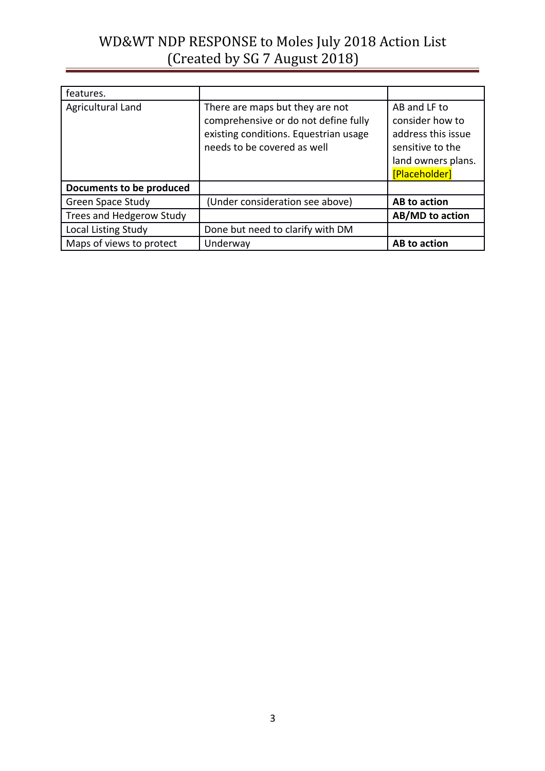| | | |
|---|---|---|
| features. | | |
| Agricultural Land | There are maps but they are not comprehensive or do not define fully existing conditions. Equestrian usage needs to be covered as well | AB and LF to consider how to address this issue sensitive to the land owners plans. [Placeholder] |
| **Documents to be produced** | | |
| Green Space Study | (Under consideration see above) | **AB to action** |
| Trees and Hedgerow Study | | **AB/MD to action** |
| Local Listing Study | Done but need to clarify with DM | |
| Maps of views to protect | Underway | **AB to action** |